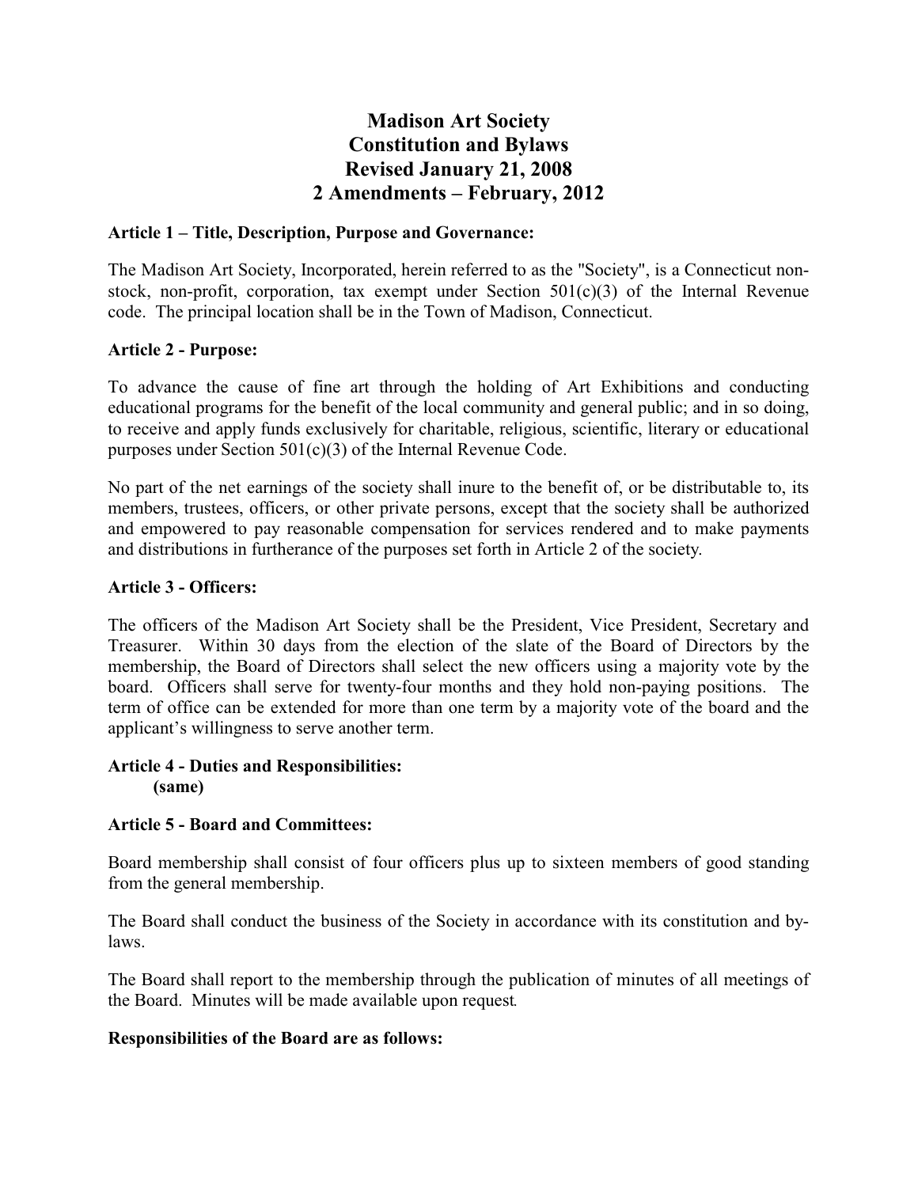# Madison Art Society
# Constitution and Bylaws
# Revised January 21, 2008
# 2 Amendments – February, 2012

**Article 1 – Title, Description, Purpose and Governance:**

The Madison Art Society, Incorporated, herein referred to as the "Society", is a Connecticut non-stock, non-profit, corporation, tax exempt under Section 501(c)(3) of the Internal Revenue code. The principal location shall be in the Town of Madison, Connecticut.

**Article 2 - Purpose:**

To advance the cause of fine art through the holding of Art Exhibitions and conducting educational programs for the benefit of the local community and general public; and in so doing, to receive and apply funds exclusively for charitable, religious, scientific, literary or educational purposes under Section 501(c)(3) of the Internal Revenue Code.

No part of the net earnings of the society shall inure to the benefit of, or be distributable to, its members, trustees, officers, or other private persons, except that the society shall be authorized and empowered to pay reasonable compensation for services rendered and to make payments and distributions in furtherance of the purposes set forth in Article 2 of the society.

**Article 3 - Officers:**

The officers of the Madison Art Society shall be the President, Vice President, Secretary and Treasurer. Within 30 days from the election of the slate of the Board of Directors by the membership, the Board of Directors shall select the new officers using a majority vote by the board. Officers shall serve for twenty-four months and they hold non-paying positions. The term of office can be extended for more than one term by a majority vote of the board and the applicant's willingness to serve another term.

**Article 4 - Duties and Responsibilities:**
**(same)**

**Article 5 - Board and Committees:**

Board membership shall consist of four officers plus up to sixteen members of good standing from the general membership.

The Board shall conduct the business of the Society in accordance with its constitution and by-laws.

The Board shall report to the membership through the publication of minutes of all meetings of the Board. Minutes will be made available upon request.

**Responsibilities of the Board are as follows:**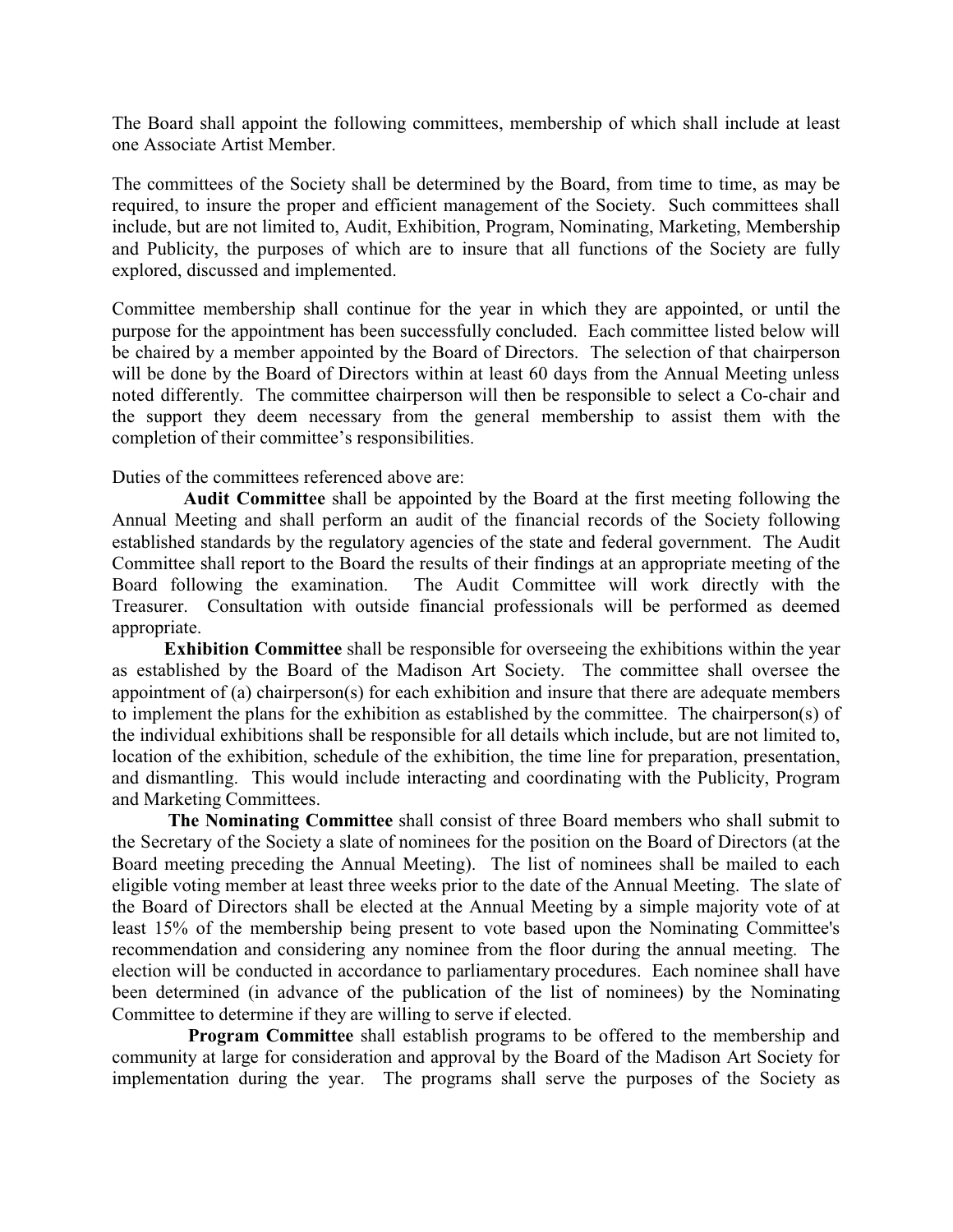The Board shall appoint the following committees, membership of which shall include at least one Associate Artist Member.

The committees of the Society shall be determined by the Board, from time to time, as may be required, to insure the proper and efficient management of the Society. Such committees shall include, but are not limited to, Audit, Exhibition, Program, Nominating, Marketing, Membership and Publicity, the purposes of which are to insure that all functions of the Society are fully explored, discussed and implemented.

Committee membership shall continue for the year in which they are appointed, or until the purpose for the appointment has been successfully concluded. Each committee listed below will be chaired by a member appointed by the Board of Directors. The selection of that chairperson will be done by the Board of Directors within at least 60 days from the Annual Meeting unless noted differently. The committee chairperson will then be responsible to select a Co-chair and the support they deem necessary from the general membership to assist them with the completion of their committee's responsibilities.

Duties of the committees referenced above are:

**Audit Committee** shall be appointed by the Board at the first meeting following the Annual Meeting and shall perform an audit of the financial records of the Society following established standards by the regulatory agencies of the state and federal government. The Audit Committee shall report to the Board the results of their findings at an appropriate meeting of the Board following the examination. The Audit Committee will work directly with the Treasurer. Consultation with outside financial professionals will be performed as deemed appropriate.

**Exhibition Committee** shall be responsible for overseeing the exhibitions within the year as established by the Board of the Madison Art Society. The committee shall oversee the appointment of (a) chairperson(s) for each exhibition and insure that there are adequate members to implement the plans for the exhibition as established by the committee. The chairperson(s) of the individual exhibitions shall be responsible for all details which include, but are not limited to, location of the exhibition, schedule of the exhibition, the time line for preparation, presentation, and dismantling. This would include interacting and coordinating with the Publicity, Program and Marketing Committees.

**The Nominating Committee** shall consist of three Board members who shall submit to the Secretary of the Society a slate of nominees for the position on the Board of Directors (at the Board meeting preceding the Annual Meeting). The list of nominees shall be mailed to each eligible voting member at least three weeks prior to the date of the Annual Meeting. The slate of the Board of Directors shall be elected at the Annual Meeting by a simple majority vote of at least 15% of the membership being present to vote based upon the Nominating Committee's recommendation and considering any nominee from the floor during the annual meeting. The election will be conducted in accordance to parliamentary procedures. Each nominee shall have been determined (in advance of the publication of the list of nominees) by the Nominating Committee to determine if they are willing to serve if elected.

**Program Committee** shall establish programs to be offered to the membership and community at large for consideration and approval by the Board of the Madison Art Society for implementation during the year. The programs shall serve the purposes of the Society as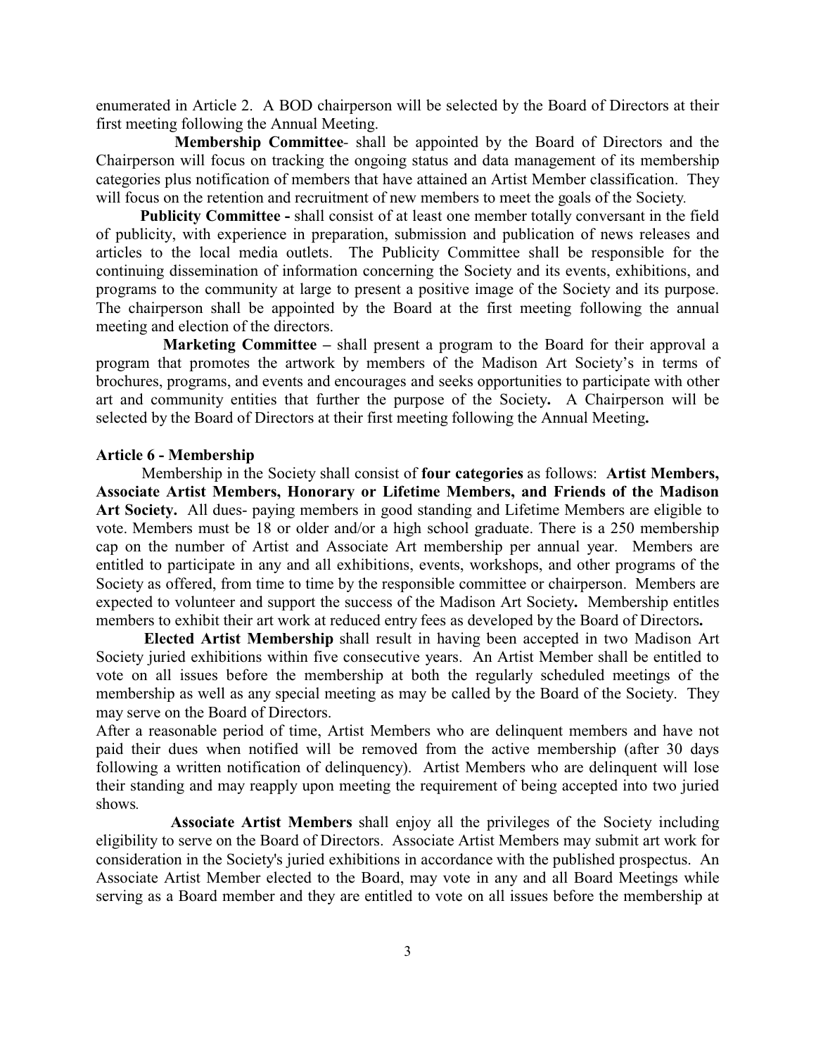enumerated in Article 2. A BOD chairperson will be selected by the Board of Directors at their first meeting following the Annual Meeting.

**Membership Committee**- shall be appointed by the Board of Directors and the Chairperson will focus on tracking the ongoing status and data management of its membership categories plus notification of members that have attained an Artist Member classification. They will focus on the retention and recruitment of new members to meet the goals of the Society.

**Publicity Committee -** shall consist of at least one member totally conversant in the field of publicity, with experience in preparation, submission and publication of news releases and articles to the local media outlets. The Publicity Committee shall be responsible for the continuing dissemination of information concerning the Society and its events, exhibitions, and programs to the community at large to present a positive image of the Society and its purpose. The chairperson shall be appointed by the Board at the first meeting following the annual meeting and election of the directors.

**Marketing Committee –** shall present a program to the Board for their approval a program that promotes the artwork by members of the Madison Art Society's in terms of brochures, programs, and events and encourages and seeks opportunities to participate with other art and community entities that further the purpose of the Society**.** A Chairperson will be selected by the Board of Directors at their first meeting following the Annual Meeting**.**

**Article 6 - Membership**

Membership in the Society shall consist of **four categories** as follows: **Artist Members, Associate Artist Members, Honorary or Lifetime Members, and Friends of the Madison Art Society.** All dues- paying members in good standing and Lifetime Members are eligible to vote. Members must be 18 or older and/or a high school graduate. There is a 250 membership cap on the number of Artist and Associate Art membership per annual year. Members are entitled to participate in any and all exhibitions, events, workshops, and other programs of the Society as offered, from time to time by the responsible committee or chairperson. Members are expected to volunteer and support the success of the Madison Art Society**.** Membership entitles members to exhibit their art work at reduced entry fees as developed by the Board of Directors**.**

**Elected Artist Membership** shall result in having been accepted in two Madison Art Society juried exhibitions within five consecutive years. An Artist Member shall be entitled to vote on all issues before the membership at both the regularly scheduled meetings of the membership as well as any special meeting as may be called by the Board of the Society. They may serve on the Board of Directors.

After a reasonable period of time, Artist Members who are delinquent members and have not paid their dues when notified will be removed from the active membership (after 30 days following a written notification of delinquency). Artist Members who are delinquent will lose their standing and may reapply upon meeting the requirement of being accepted into two juried shows.

**Associate Artist Members** shall enjoy all the privileges of the Society including eligibility to serve on the Board of Directors. Associate Artist Members may submit art work for consideration in the Society's juried exhibitions in accordance with the published prospectus. An Associate Artist Member elected to the Board, may vote in any and all Board Meetings while serving as a Board member and they are entitled to vote on all issues before the membership at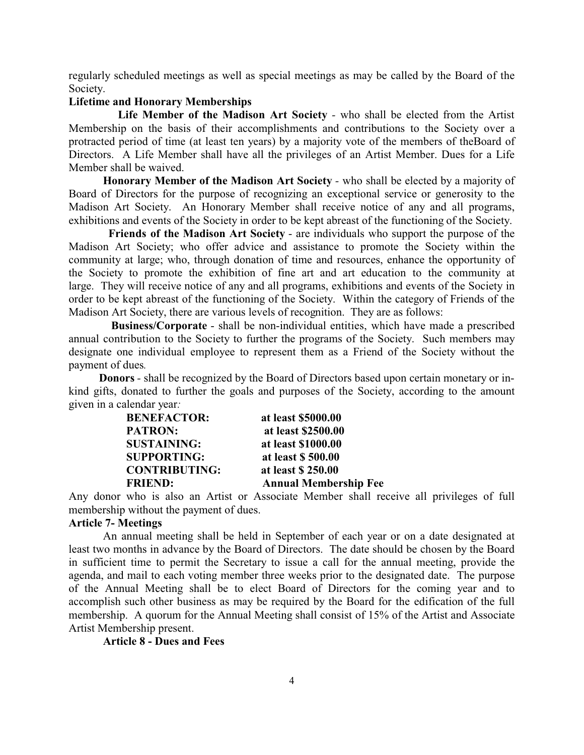regularly scheduled meetings as well as special meetings as may be called by the Board of the Society.

**Lifetime and Honorary Memberships**

**Life Member of the Madison Art Society** - who shall be elected from the Artist Membership on the basis of their accomplishments and contributions to the Society over a protracted period of time (at least ten years) by a majority vote of the members of theBoard of Directors. A Life Member shall have all the privileges of an Artist Member. Dues for a Life Member shall be waived.

**Honorary Member of the Madison Art Society** - who shall be elected by a majority of Board of Directors for the purpose of recognizing an exceptional service or generosity to the Madison Art Society. An Honorary Member shall receive notice of any and all programs, exhibitions and events of the Society in order to be kept abreast of the functioning of the Society.

**Friends of the Madison Art Society** - are individuals who support the purpose of the Madison Art Society; who offer advice and assistance to promote the Society within the community at large; who, through donation of time and resources, enhance the opportunity of the Society to promote the exhibition of fine art and art education to the community at large. They will receive notice of any and all programs, exhibitions and events of the Society in order to be kept abreast of the functioning of the Society. Within the category of Friends of the Madison Art Society, there are various levels of recognition. They are as follows:

**Business/Corporate** - shall be non-individual entities, which have made a prescribed annual contribution to the Society to further the programs of the Society. Such members may designate one individual employee to represent them as a Friend of the Society without the payment of dues.

**Donors** - shall be recognized by the Board of Directors based upon certain monetary or in-kind gifts, donated to further the goals and purposes of the Society, according to the amount given in a calendar year:

| | |
|---|---|
| **BENEFACTOR:** | **at least $5000.00** |
| **PATRON:** | **at least $2500.00** |
| **SUSTAINING:** | **at least $1000.00** |
| **SUPPORTING:** | **at least $ 500.00** |
| **CONTRIBUTING:** | **at least $ 250.00** |
| **FRIEND:** | **Annual Membership Fee** |

Any donor who is also an Artist or Associate Member shall receive all privileges of full membership without the payment of dues.

**Article 7- Meetings**

An annual meeting shall be held in September of each year or on a date designated at least two months in advance by the Board of Directors. The date should be chosen by the Board in sufficient time to permit the Secretary to issue a call for the annual meeting, provide the agenda, and mail to each voting member three weeks prior to the designated date. The purpose of the Annual Meeting shall be to elect Board of Directors for the coming year and to accomplish such other business as may be required by the Board for the edification of the full membership. A quorum for the Annual Meeting shall consist of 15% of the Artist and Associate Artist Membership present.

**Article 8 - Dues and Fees**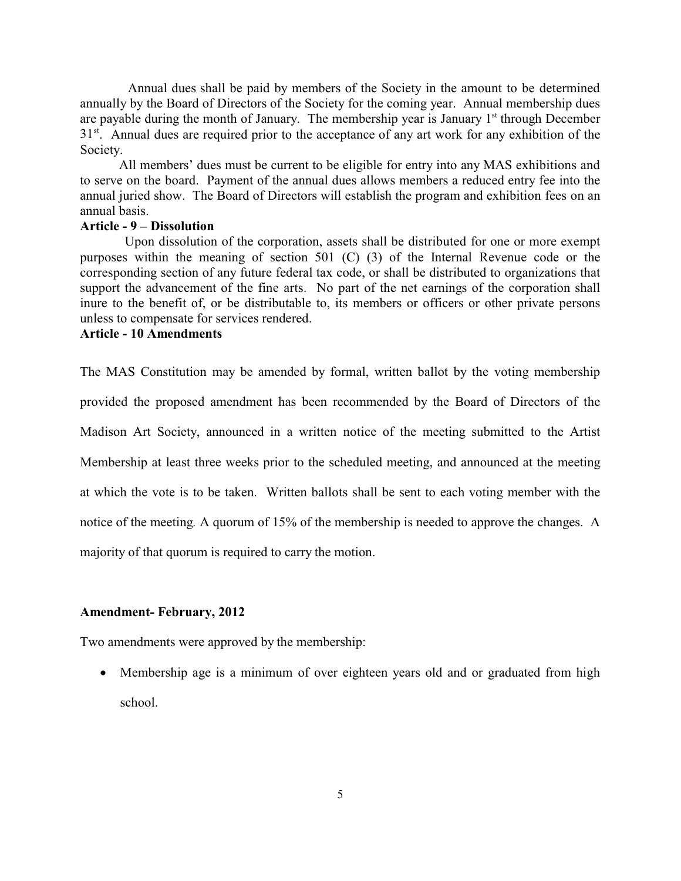Annual dues shall be paid by members of the Society in the amount to be determined annually by the Board of Directors of the Society for the coming year. Annual membership dues are payable during the month of January. The membership year is January 1st through December 31st. Annual dues are required prior to the acceptance of any art work for any exhibition of the Society.

All members' dues must be current to be eligible for entry into any MAS exhibitions and to serve on the board. Payment of the annual dues allows members a reduced entry fee into the annual juried show. The Board of Directors will establish the program and exhibition fees on an annual basis.

**Article - 9 – Dissolution**

Upon dissolution of the corporation, assets shall be distributed for one or more exempt purposes within the meaning of section 501 (C) (3) of the Internal Revenue code or the corresponding section of any future federal tax code, or shall be distributed to organizations that support the advancement of the fine arts. No part of the net earnings of the corporation shall inure to the benefit of, or be distributable to, its members or officers or other private persons unless to compensate for services rendered.

**Article - 10 Amendments**

The MAS Constitution may be amended by formal, written ballot by the voting membership provided the proposed amendment has been recommended by the Board of Directors of the Madison Art Society, announced in a written notice of the meeting submitted to the Artist Membership at least three weeks prior to the scheduled meeting, and announced at the meeting at which the vote is to be taken. Written ballots shall be sent to each voting member with the notice of the meeting. A quorum of 15% of the membership is needed to approve the changes. A majority of that quorum is required to carry the motion.

**Amendment- February, 2012**

Two amendments were approved by the membership:

- Membership age is a minimum of over eighteen years old and or graduated from high school.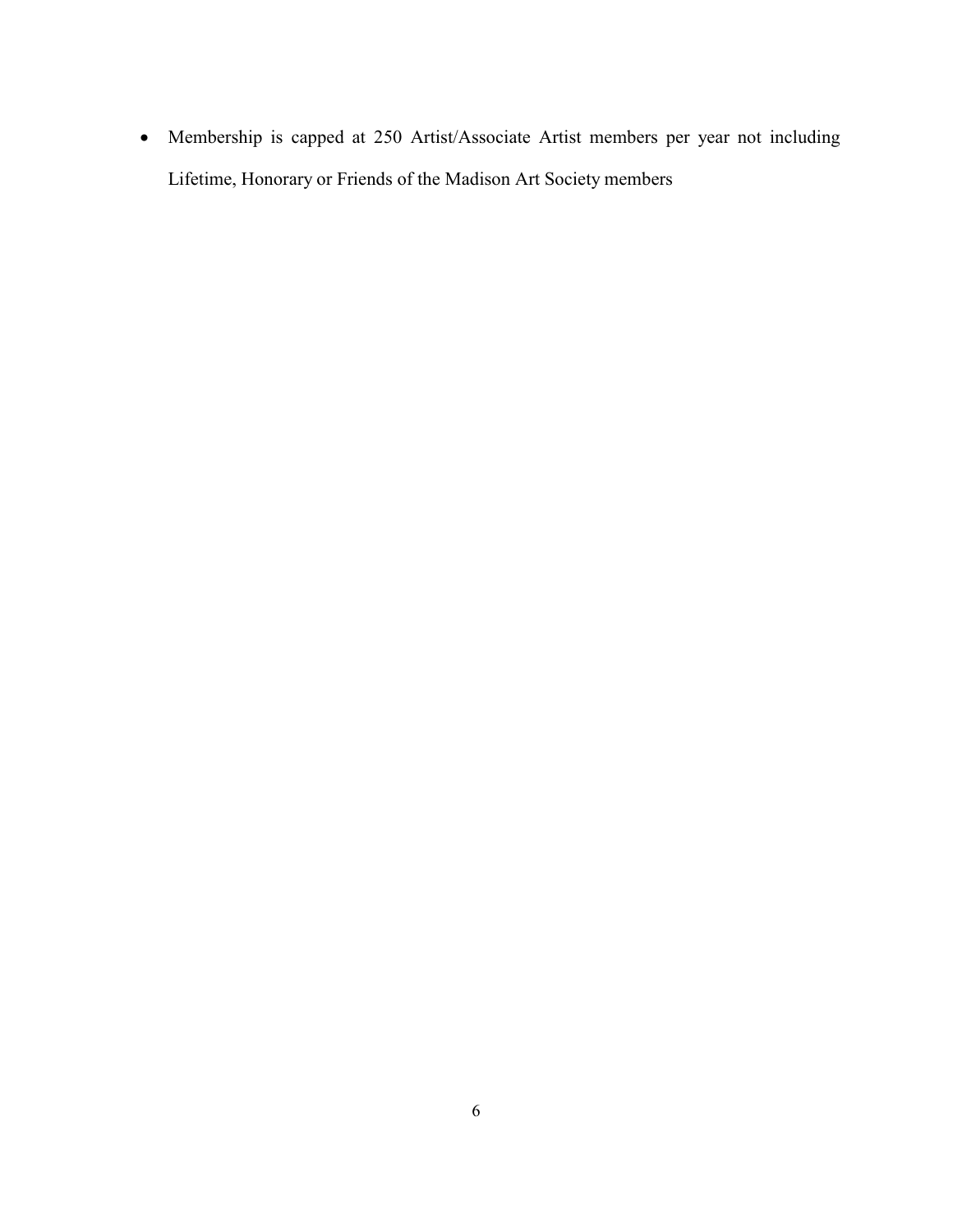- Membership is capped at 250 Artist/Associate Artist members per year not including Lifetime, Honorary or Friends of the Madison Art Society members